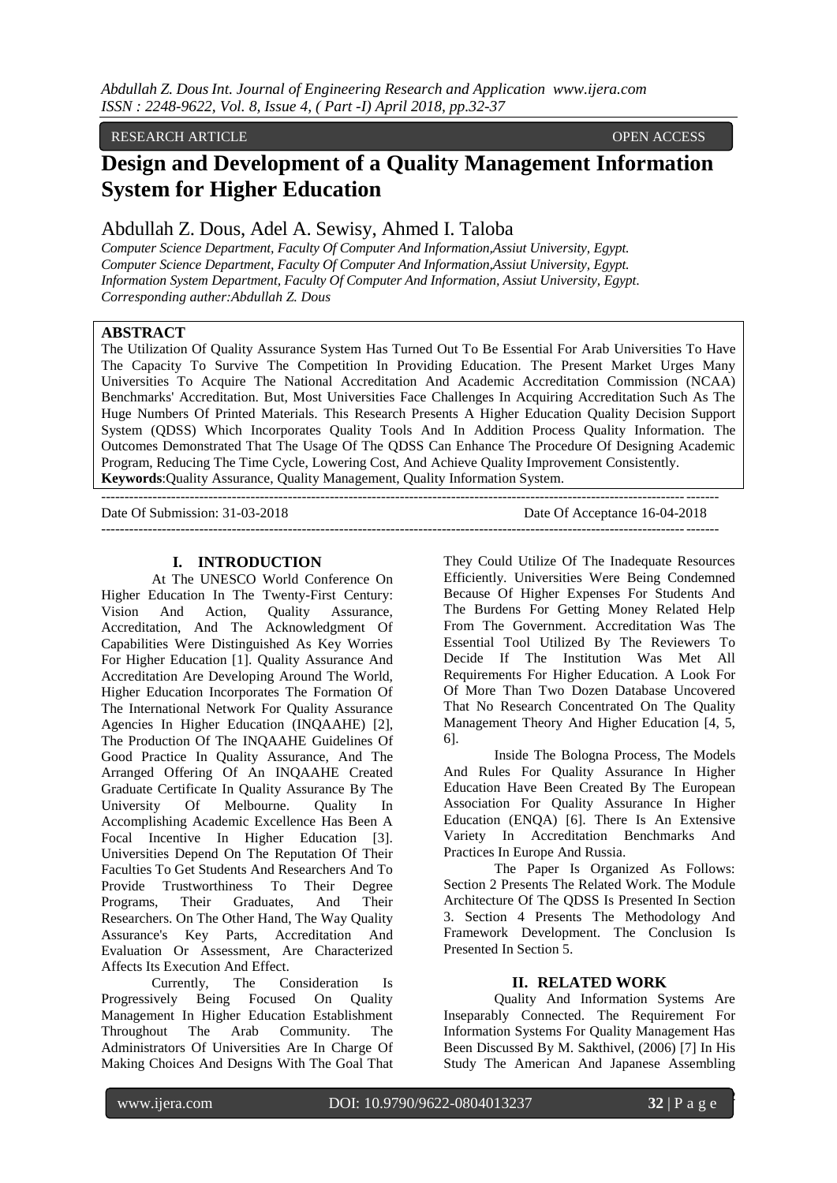RESEARCH ARTICLE OPEN ACCESS

# Design and Development of a Quality Management Information System for Higher Education

Abdullah Z. Dous, Adel A. Sewisy, Ahmed I. Taloba

*Computer Science Department, Faculty Of Computer And Information,Assiut University, Egypt.*
*Computer Science Department, Faculty Of Computer And Information,Assiut University, Egypt.*
*Information System Department, Faculty Of Computer And Information, Assiut University, Egypt.*
*Corresponding auther:Abdullah Z. Dous*

## ABSTRACT

The Utilization Of Quality Assurance System Has Turned Out To Be Essential For Arab Universities To Have The Capacity To Survive The Competition In Providing Education. The Present Market Urges Many Universities To Acquire The National Accreditation And Academic Accreditation Commission (NCAA) Benchmarks' Accreditation. But, Most Universities Face Challenges In Acquiring Accreditation Such As The Huge Numbers Of Printed Materials. This Research Presents A Higher Education Quality Decision Support System (QDSS) Which Incorporates Quality Tools And In Addition Process Quality Information. The Outcomes Demonstrated That The Usage Of The QDSS Can Enhance The Procedure Of Designing Academic Program, Reducing The Time Cycle, Lowering Cost, And Achieve Quality Improvement Consistently.

**Keywords**:Quality Assurance, Quality Management, Quality Information System.

---

Date Of Submission: 31-03-2018 Date Of Acceptance 16-04-2018

---

## I. INTRODUCTION

At The UNESCO World Conference On Higher Education In The Twenty-First Century: Vision And Action, Quality Assurance, Accreditation, And The Acknowledgment Of Capabilities Were Distinguished As Key Worries For Higher Education [1]. Quality Assurance And Accreditation Are Developing Around The World, Higher Education Incorporates The Formation Of The International Network For Quality Assurance Agencies In Higher Education (INQAAHE) [2], The Production Of The INQAAHE Guidelines Of Good Practice In Quality Assurance, And The Arranged Offering Of An INQAAHE Created Graduate Certificate In Quality Assurance By The University Of Melbourne. Quality In Accomplishing Academic Excellence Has Been A Focal Incentive In Higher Education [3]. Universities Depend On The Reputation Of Their Faculties To Get Students And Researchers And To Provide Trustworthiness To Their Degree Programs, Their Graduates, And Their Researchers. On The Other Hand, The Way Quality Assurance's Key Parts, Accreditation And Evaluation Or Assessment, Are Characterized Affects Its Execution And Effect.

Currently, The Consideration Is Progressively Being Focused On Quality Management In Higher Education Establishment Throughout The Arab Community. The Administrators Of Universities Are In Charge Of Making Choices And Designs With The Goal That They Could Utilize Of The Inadequate Resources Efficiently. Universities Were Being Condemned Because Of Higher Expenses For Students And The Burdens For Getting Money Related Help From The Government. Accreditation Was The Essential Tool Utilized By The Reviewers To Decide If The Institution Was Met All Requirements For Higher Education. A Look For Of More Than Two Dozen Database Uncovered That No Research Concentrated On The Quality Management Theory And Higher Education [4, 5, 6].

Inside The Bologna Process, The Models And Rules For Quality Assurance In Higher Education Have Been Created By The European Association For Quality Assurance In Higher Education (ENQA) [6]. There Is An Extensive Variety In Accreditation Benchmarks And Practices In Europe And Russia.

The Paper Is Organized As Follows: Section 2 Presents The Related Work. The Module Architecture Of The QDSS Is Presented In Section 3. Section 4 Presents The Methodology And Framework Development. The Conclusion Is Presented In Section 5.

## II. RELATED WORK

Quality And Information Systems Are Inseparably Connected. The Requirement For Information Systems For Quality Management Has Been Discussed By M. Sakthivel, (2006) [7] In His Study The American And Japanese Assembling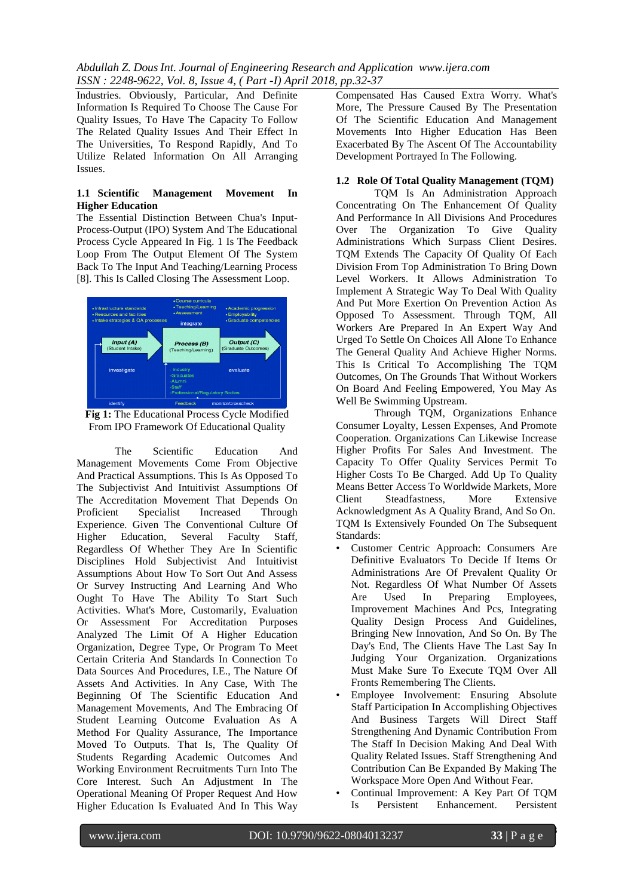Industries. Obviously, Particular, And Definite Information Is Required To Choose The Cause For Quality Issues, To Have The Capacity To Follow The Related Quality Issues And Their Effect In The Universities, To Respond Rapidly, And To Utilize Related Information On All Arranging Issues.

### 1.1 Scientific Management Movement In Higher Education

The Essential Distinction Between Chua's Input-Process-Output (IPO) System And The Educational Process Cycle Appeared In Fig. 1 Is The Feedback Loop From The Output Element Of The System Back To The Input And Teaching/Learning Process [8]. This Is Called Closing The Assessment Loop.

**Fig 1:** The Educational Process Cycle Modified From IPO Framework Of Educational Quality

The Scientific Education And Management Movements Come From Objective And Practical Assumptions. This Is As Opposed To The Subjectivist And Intuitivist Assumptions Of The Accreditation Movement That Depends On Proficient Specialist Increased Through Experience. Given The Conventional Culture Of Higher Education, Several Faculty Staff, Regardless Of Whether They Are In Scientific Disciplines Hold Subjectivist And Intuitivist Assumptions About How To Sort Out And Assess Or Survey Instructing And Learning And Who Ought To Have The Ability To Start Such Activities. What's More, Customarily, Evaluation Or Assessment For Accreditation Purposes Analyzed The Limit Of A Higher Education Organization, Degree Type, Or Program To Meet Certain Criteria And Standards In Connection To Data Sources And Procedures, I.E., The Nature Of Assets And Activities. In Any Case, With The Beginning Of The Scientific Education And Management Movements, And The Embracing Of Student Learning Outcome Evaluation As A Method For Quality Assurance, The Importance Moved To Outputs. That Is, The Quality Of Students Regarding Academic Outcomes And Working Environment Recruitments Turn Into The Core Interest. Such An Adjustment In The Operational Meaning Of Proper Request And How Higher Education Is Evaluated And In This Way Compensated Has Caused Extra Worry. What's More, The Pressure Caused By The Presentation Of The Scientific Education And Management Movements Into Higher Education Has Been Exacerbated By The Ascent Of The Accountability Development Portrayed In The Following.

### 1.2 Role Of Total Quality Management (TQM)

TQM Is An Administration Approach Concentrating On The Enhancement Of Quality And Performance In All Divisions And Procedures Over The Organization To Give Quality Administrations Which Surpass Client Desires. TQM Extends The Capacity Of Quality Of Each Division From Top Administration To Bring Down Level Workers. It Allows Administration To Implement A Strategic Way To Deal With Quality And Put More Exertion On Prevention Action As Opposed To Assessment. Through TQM, All Workers Are Prepared In An Expert Way And Urged To Settle On Choices All Alone To Enhance The General Quality And Achieve Higher Norms. This Is Critical To Accomplishing The TQM Outcomes, On The Grounds That Without Workers On Board And Feeling Empowered, You May As Well Be Swimming Upstream.

Through TQM, Organizations Enhance Consumer Loyalty, Lessen Expenses, And Promote Cooperation. Organizations Can Likewise Increase Higher Profits For Sales And Investment. The Capacity To Offer Quality Services Permit To Higher Costs To Be Charged. Add Up To Quality Means Better Access To Worldwide Markets, More Client Steadfastness, More Extensive Acknowledgment As A Quality Brand, And So On. TQM Is Extensively Founded On The Subsequent Standards:

- Customer Centric Approach: Consumers Are Definitive Evaluators To Decide If Items Or Administrations Are Of Prevalent Quality Or Not. Regardless Of What Number Of Assets Are Used In Preparing Employees, Improvement Machines And Pcs, Integrating Quality Design Process And Guidelines, Bringing New Innovation, And So On. By The Day's End, The Clients Have The Last Say In Judging Your Organization. Organizations Must Make Sure To Execute TQM Over All Fronts Remembering The Clients.
- Employee Involvement: Ensuring Absolute Staff Participation In Accomplishing Objectives And Business Targets Will Direct Staff Strengthening And Dynamic Contribution From The Staff In Decision Making And Deal With Quality Related Issues. Staff Strengthening And Contribution Can Be Expanded By Making The Workspace More Open And Without Fear.
- Continual Improvement: A Key Part Of TQM Is Persistent Enhancement. Persistent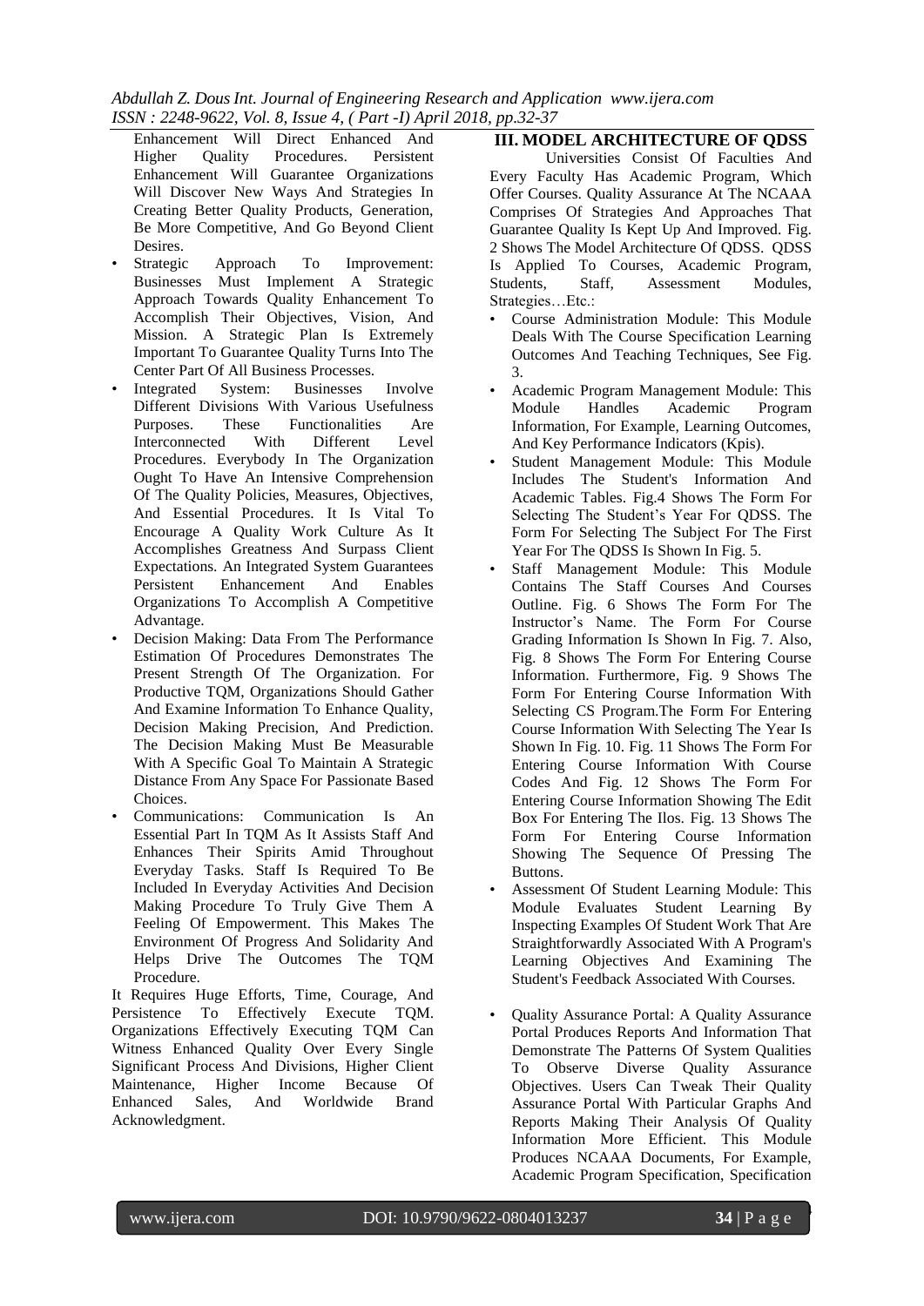Enhancement Will Direct Enhanced And Higher Quality Procedures. Persistent Enhancement Will Guarantee Organizations Will Discover New Ways And Strategies In Creating Better Quality Products, Generation, Be More Competitive, And Go Beyond Client Desires.

- Strategic Approach To Improvement: Businesses Must Implement A Strategic Approach Towards Quality Enhancement To Accomplish Their Objectives, Vision, And Mission. A Strategic Plan Is Extremely Important To Guarantee Quality Turns Into The Center Part Of All Business Processes.
- Integrated System: Businesses Involve Different Divisions With Various Usefulness Purposes. These Functionalities Are Interconnected With Different Level Procedures. Everybody In The Organization Ought To Have An Intensive Comprehension Of The Quality Policies, Measures, Objectives, And Essential Procedures. It Is Vital To Encourage A Quality Work Culture As It Accomplishes Greatness And Surpass Client Expectations. An Integrated System Guarantees Persistent Enhancement And Enables Organizations To Accomplish A Competitive Advantage.
- Decision Making: Data From The Performance Estimation Of Procedures Demonstrates The Present Strength Of The Organization. For Productive TQM, Organizations Should Gather And Examine Information To Enhance Quality, Decision Making Precision, And Prediction. The Decision Making Must Be Measurable With A Specific Goal To Maintain A Strategic Distance From Any Space For Passionate Based Choices.
- Communications: Communication Is An Essential Part In TQM As It Assists Staff And Enhances Their Spirits Amid Throughout Everyday Tasks. Staff Is Required To Be Included In Everyday Activities And Decision Making Procedure To Truly Give Them A Feeling Of Empowerment. This Makes The Environment Of Progress And Solidarity And Helps Drive The Outcomes The TQM Procedure.

It Requires Huge Efforts, Time, Courage, And Persistence To Effectively Execute TQM. Organizations Effectively Executing TQM Can Witness Enhanced Quality Over Every Single Significant Process And Divisions, Higher Client Maintenance, Higher Income Because Of Enhanced Sales, And Worldwide Brand Acknowledgment.

## III. MODEL ARCHITECTURE OF QDSS

Universities Consist Of Faculties And Every Faculty Has Academic Program, Which Offer Courses. Quality Assurance At The NCAAA Comprises Of Strategies And Approaches That Guarantee Quality Is Kept Up And Improved. Fig. 2 Shows The Model Architecture Of QDSS. QDSS Is Applied To Courses, Academic Program, Students, Staff, Assessment Modules, Strategies…Etc.:

- Course Administration Module: This Module Deals With The Course Specification Learning Outcomes And Teaching Techniques, See Fig. 3.
- Academic Program Management Module: This Module Handles Academic Program Information, For Example, Learning Outcomes, And Key Performance Indicators (Kpis).
- Student Management Module: This Module Includes The Student's Information And Academic Tables. Fig.4 Shows The Form For Selecting The Student's Year For QDSS. The Form For Selecting The Subject For The First Year For The QDSS Is Shown In Fig. 5.
- Staff Management Module: This Module Contains The Staff Courses And Courses Outline. Fig. 6 Shows The Form For The Instructor's Name. The Form For Course Grading Information Is Shown In Fig. 7. Also, Fig. 8 Shows The Form For Entering Course Information. Furthermore, Fig. 9 Shows The Form For Entering Course Information With Selecting CS Program.The Form For Entering Course Information With Selecting The Year Is Shown In Fig. 10. Fig. 11 Shows The Form For Entering Course Information With Course Codes And Fig. 12 Shows The Form For Entering Course Information Showing The Edit Box For Entering The Ilos. Fig. 13 Shows The Form For Entering Course Information Showing The Sequence Of Pressing The Buttons.
- Assessment Of Student Learning Module: This Module Evaluates Student Learning By Inspecting Examples Of Student Work That Are Straightforwardly Associated With A Program's Learning Objectives And Examining The Student's Feedback Associated With Courses.
- Quality Assurance Portal: A Quality Assurance Portal Produces Reports And Information That Demonstrate The Patterns Of System Qualities To Observe Diverse Quality Assurance Objectives. Users Can Tweak Their Quality Assurance Portal With Particular Graphs And Reports Making Their Analysis Of Quality Information More Efficient. This Module Produces NCAAA Documents, For Example, Academic Program Specification, Specification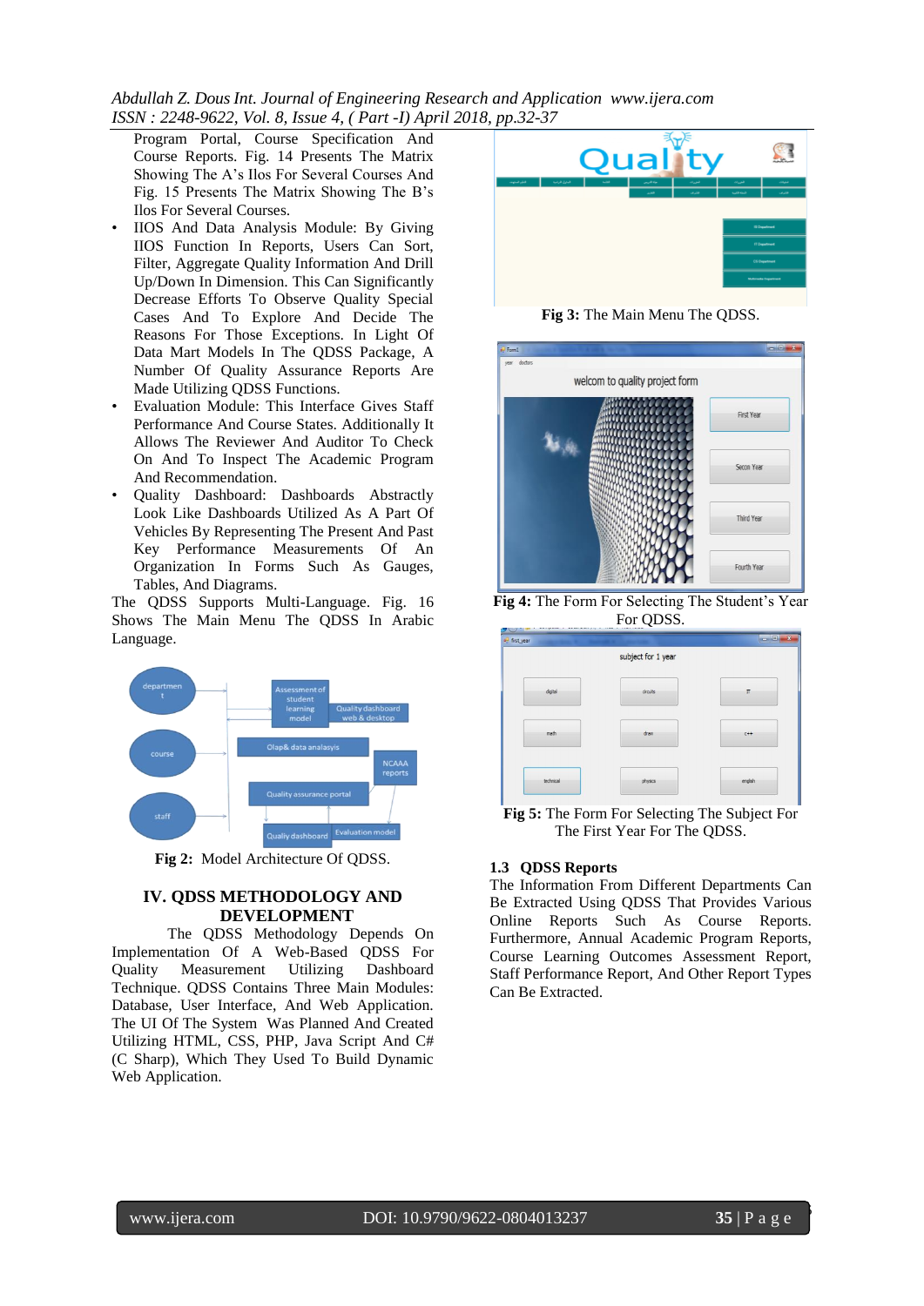Program Portal, Course Specification And Course Reports. Fig. 14 Presents The Matrix Showing The A's Ilos For Several Courses And Fig. 15 Presents The Matrix Showing The B's Ilos For Several Courses.

- IIOS And Data Analysis Module: By Giving IIOS Function In Reports, Users Can Sort, Filter, Aggregate Quality Information And Drill Up/Down In Dimension. This Can Significantly Decrease Efforts To Observe Quality Special Cases And To Explore And Decide The Reasons For Those Exceptions. In Light Of Data Mart Models In The QDSS Package, A Number Of Quality Assurance Reports Are Made Utilizing QDSS Functions.
- Evaluation Module: This Interface Gives Staff Performance And Course States. Additionally It Allows The Reviewer And Auditor To Check On And To Inspect The Academic Program And Recommendation.
- Quality Dashboard: Dashboards Abstractly Look Like Dashboards Utilized As A Part Of Vehicles By Representing The Present And Past Key Performance Measurements Of An Organization In Forms Such As Gauges, Tables, And Diagrams.

The QDSS Supports Multi-Language. Fig. 16 Shows The Main Menu The QDSS In Arabic Language.

**Fig 2:** Model Architecture Of QDSS.

## IV. QDSS METHODOLOGY AND DEVELOPMENT

The QDSS Methodology Depends On Implementation Of A Web-Based QDSS For Quality Measurement Utilizing Dashboard Technique. QDSS Contains Three Main Modules: Database, User Interface, And Web Application. The UI Of The System Was Planned And Created Utilizing HTML, CSS, PHP, Java Script And C# (C Sharp), Which They Used To Build Dynamic Web Application.

**Fig 3:** The Main Menu The QDSS.

**Fig 4:** The Form For Selecting The Student's Year For QDSS.

**Fig 5:** The Form For Selecting The Subject For The First Year For The QDSS.

### 1.3 QDSS Reports

The Information From Different Departments Can Be Extracted Using QDSS That Provides Various Online Reports Such As Course Reports. Furthermore, Annual Academic Program Reports, Course Learning Outcomes Assessment Report, Staff Performance Report, And Other Report Types Can Be Extracted.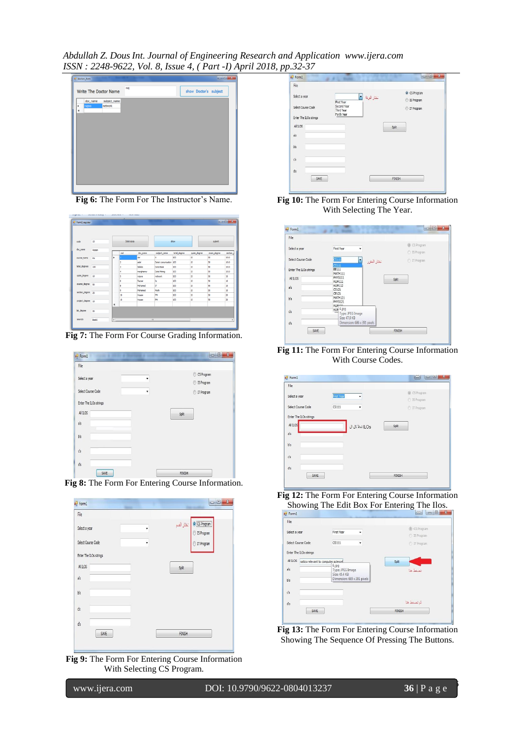**Fig 6:** The Form For The Instructor's Name.

**Fig 7:** The Form For Course Grading Information.

**Fig 8:** The Form For Entering Course Information.

**Fig 9:** The Form For Entering Course Information With Selecting CS Program.

**Fig 10:** The Form For Entering Course Information With Selecting The Year.

**Fig 11:** The Form For Entering Course Information With Course Codes.

**Fig 12:** The Form For Entering Course Information Showing The Edit Box For Entering The Ilos.

**Fig 13:** The Form For Entering Course Information Showing The Sequence Of Pressing The Buttons.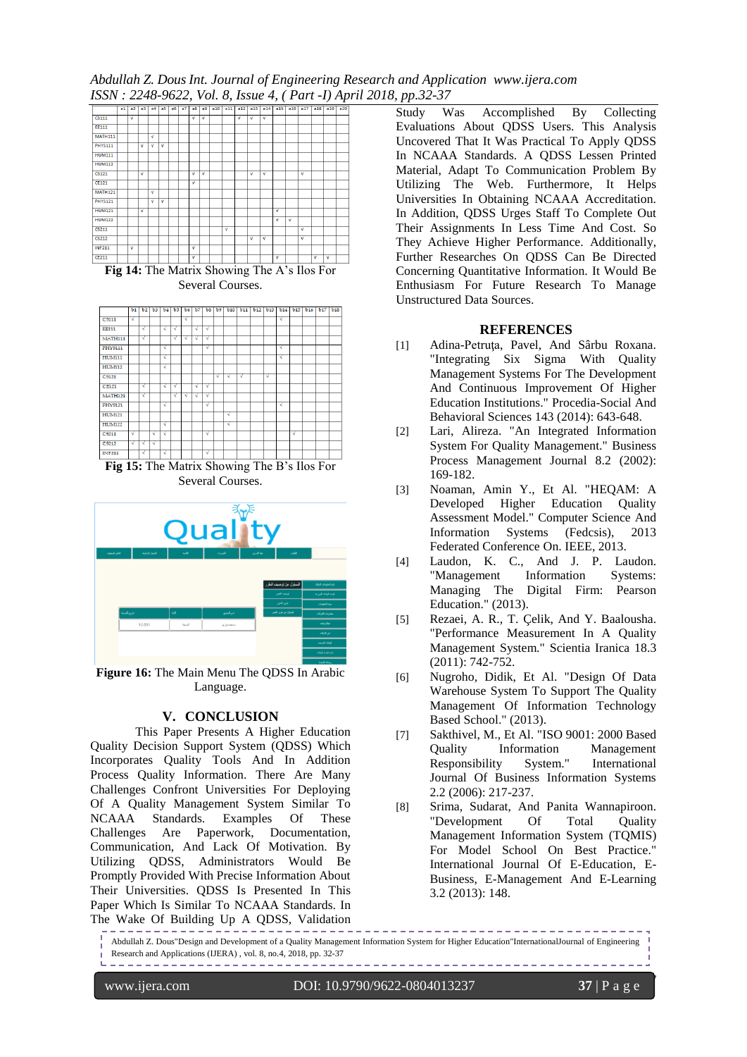| | a1 | a2 | a3 | a4 | a5 | a6 | a7 | a8 | a9 | a10 | a11 | a12 | a13 | a14 | a15 | a16 | a17 | a18 | a19 | a20 |
|---|---|---|---|---|---|---|---|---|---|---|---|---|---|---|---|---|---|---|---|---|
| CS113 | | √ | | | | | | √ | √ | | | √ | √ | √ | | | | | | |
| EE111 | | | | | | | | | | | | | | | | | | | | |
| MATH111 | | | | √ | | | | | | | | | | | | | | | | |
| PHYS111 | | | √ | √ | √ | | | | | | | | | | | | | | | |
| HUM111 | | | | | | | | | | | | | | | | | | | | |
| HUM112 | | | | | | | | | | | | | | | | | | | | |
| CS121 | | | √ | | | | | √ | √ | | | | √ | √ | | | √ | | | |
| CE121 | | | | | | | | √ | | | | | | | | | | | | |
| MATH121 | | | | √ | | | | | | | | | | | | | | | | |
| PHYS121 | | | | √ | √ | | | | | | | | | | | | | | | |
| HUM121 | | | √ | | | | | | | | | | | | √ | | | | | |
| HUM122 | | | | | | | | | | | | | | | √ | √ | | | | |
| CS211 | | | | | | | | | | | √ | | | | | | √ | | | |
| CS212 | | | | | | | | | | | | | √ | √ | | | √ | | | |
| INF211 | | √ | | | | | | √ | | | | | | | | | | | | |
| CE211 | | | | | | | | √ | | | | | | | √ | | | √ | √ | |

**Fig 14:** The Matrix Showing The A's Ilos For Several Courses.

| | b1 | b2 | b3 | b4 | b5 | b6 | b7 | b8 | b9 | b10 | b11 | b12 | b13 | b14 | b15 | b16 | b17 | b18 |
|---|---|---|---|---|---|---|---|---|---|---|---|---|---|---|---|---|---|---|
| CS111 | √ | | | | | √ | | | | | | | | √ | | | | |
| EE151 | | √ | | √ | √ | | √ | √ | | | | | | | | | | |
| MATH111 | | √ | | | √ | √ | √ | √ | | | | | | | | | | |
| PHYS111 | | | | √ | | | | √ | | | | | | √ | | | | |
| HUM111 | | | | √ | | | | | | | | | | √ | | | | |
| HUM112 | | | | √ | | | | | | | | | | | | | | |
| CS121 | | | | | | | | | √ | √ | √ | | √ | | | | | |
| CE121 | | √ | | √ | √ | | √ | √ | | | | | | | | | | |
| MATH121 | | √ | | | √ | √ | √ | √ | | | | | | | | | | |
| PHYS121 | | | | √ | | | | √ | | | | | | √ | | | | |
| HUM121 | | | | | | | | | | √ | | | | | | | | |
| HUM122 | | | | √ | | | | | | √ | | | | | | | | |
| CS211 | √ | | √ | √ | | | | √ | | | | | | | √ | | | |
| CS212 | √ | √ | √ | | | | | | | | | | | | | | | |
| INF211 | | √ | √ | | | | | √ | | | | | | | | | | |

**Fig 15:** The Matrix Showing The B's Ilos For Several Courses.

**Figure 16:** The Main Menu The QDSS In Arabic Language.

## V. CONCLUSION

This Paper Presents A Higher Education Quality Decision Support System (QDSS) Which Incorporates Quality Tools And In Addition Process Quality Information. There Are Many Challenges Confront Universities For Deploying Of A Quality Management System Similar To NCAAA Standards. Examples Of These Challenges Are Paperwork, Documentation, Communication, And Lack Of Motivation. By Utilizing QDSS, Administrators Would Be Promptly Provided With Precise Information About Their Universities. QDSS Is Presented In This Paper Which Is Similar To NCAAA Standards. In The Wake Of Building Up A QDSS, Validation Study Was Accomplished By Collecting Evaluations About QDSS Users. This Analysis Uncovered That It Was Practical To Apply QDSS In NCAAA Standards. A QDSS Lessen Printed Material, Adapt To Communication Problem By Utilizing The Web. Furthermore, It Helps Universities In Obtaining NCAAA Accreditation. In Addition, QDSS Urges Staff To Complete Out Their Assignments In Less Time And Cost. So They Achieve Higher Performance. Additionally, Further Researches On QDSS Can Be Directed Concerning Quantitative Information. It Would Be Enthusiasm For Future Research To Manage Unstructured Data Sources.

## REFERENCES

[1] Adina-Petruța, Pavel, And Sârbu Roxana. "Integrating Six Sigma With Quality Management Systems For The Development And Continuous Improvement Of Higher Education Institutions." Procedia-Social And Behavioral Sciences 143 (2014): 643-648.

[2] Lari, Alireza. "An Integrated Information System For Quality Management." Business Process Management Journal 8.2 (2002): 169-182.

[3] Noaman, Amin Y., Et Al. "HEQAM: A Developed Higher Education Quality Assessment Model." Computer Science And Information Systems (Fedcsis), 2013 Federated Conference On. IEEE, 2013.

[4] Laudon, K. C., And J. P. Laudon. "Management Information Systems: Managing The Digital Firm: Pearson Education." (2013).

[5] Rezaei, A. R., T. Çelik, And Y. Baalousha. "Performance Measurement In A Quality Management System." Scientia Iranica 18.3 (2011): 742-752.

[6] Nugroho, Didik, Et Al. "Design Of Data Warehouse System To Support The Quality Management Of Information Technology Based School." (2013).

[7] Sakthivel, M., Et Al. "ISO 9001: 2000 Based Quality Information Management Responsibility System." International Journal Of Business Information Systems 2.2 (2006): 217-237.

[8] Srima, Sudarat, And Panita Wannapiroon. "Development Of Total Quality Management Information System (TQMIS) For Model School On Best Practice." International Journal Of E-Education, E-Business, E-Management And E-Learning 3.2 (2013): 148.

Abdullah Z. Dous"Design and Development of a Quality Management Information System for Higher Education"InternationalJournal of Engineering Research and Applications (IJERA) , vol. 8, no.4, 2018, pp. 32-37